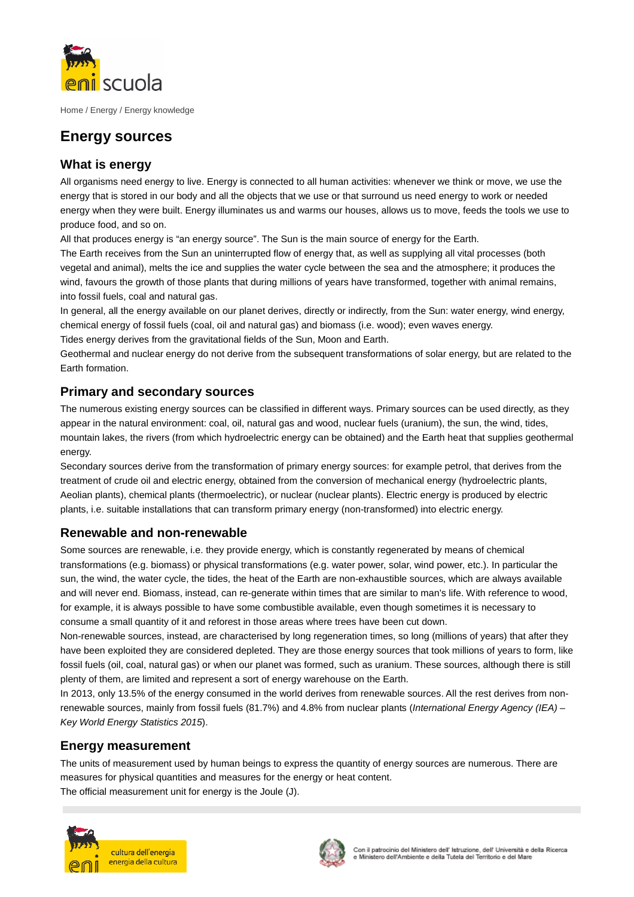Home / Energy / Energy knowledge

# Energy sources

## What is energy

All organisms need energy to live. Energy is connected to all human activities: whenever we think or move, we use the energy that is stored in our body and all the objects that we use or that surround us need energy to work or needed energy when they were built. Energy illuminates us and warms our houses, allows us to move, feeds the tools we use to produce food, and so on.

All that produces energy is "an energy source". The Sun is the main source of energy for the Earth.

The Earth receives from the Sun an uninterrupted flow of energy that, as well as supplying all vital processes (both vegetal and animal), melts the ice and supplies the water cycle between the sea and the atmosphere; it produces the wind, favours the growth of those plants that during millions of years have transformed, together with animal remains, into fossil fuels, coal and natural gas.

In general, all the energy available on our planet derives, directly or indirectly, from the Sun: water energy, wind energy, chemical energy of fossil fuels (coal, oil and natural gas) and biomass (i.e. wood); even waves energy.

Tides energy derives from the gravitational fields of the Sun, Moon and Earth.

Geothermal and nuclear energy do not derive from the subsequent transformations of solar energy, but are related to the Earth formation.

## Primary and secondary sources

The numerous existing energy sources can be classified in different ways. Primary sources can be used directly, as they appear in the natural environment: coal, oil, natural gas and wood, nuclear fuels (uranium), the sun, the wind, tides, mountain lakes, the rivers (from which hydroelectric energy can be obtained) and the Earth heat that supplies geothermal energy.

Secondary sources derive from the transformation of primary energy sources: for example petrol, that derives from the treatment of crude oil and electric energy, obtained from the conversion of mechanical energy (hydroelectric plants, Aeolian plants), chemical plants (thermoelectric), or nuclear (nuclear plants). Electric energy is produced by electric plants, i.e. suitable installations that can transform primary energy (non-transformed) into electric energy.

## Renewable and non-renewable

Some sources are renewable, i.e. they provide energy, which is constantly regenerated by means of chemical transformations (e.g. biomass) or physical transformations (e.g. water power, solar, wind power, etc.). In particular the sun, the wind, the water cycle, the tides, the heat of the Earth are non-exhaustible sources, which are always available and will never end. Biomass, instead, can re-generate within times that are similar to man's life. With reference to wood, for example, it is always possible to have some combustible available, even though sometimes it is necessary to consume a small quantity of it and reforest in those areas where trees have been cut down.

Non-renewable sources, instead, are characterised by long regeneration times, so long (millions of years) that after they have been exploited they are considered depleted. They are those energy sources that took millions of years to form, like fossil fuels (oil, coal, natural gas) or when our planet was formed, such as uranium. These sources, although there is still plenty of them, are limited and represent a sort of energy warehouse on the Earth.

In 2013, only 13.5% of the energy consumed in the world derives from renewable sources. All the rest derives from non-renewable sources, mainly from fossil fuels (81.7%) and 4.8% from nuclear plants (*International Energy Agency (IEA) – Key World Energy Statistics 2015*).

## Energy measurement

The units of measurement used by human beings to express the quantity of energy sources are numerous. There are measures for physical quantities and measures for the energy or heat content.

The official measurement unit for energy is the Joule (J).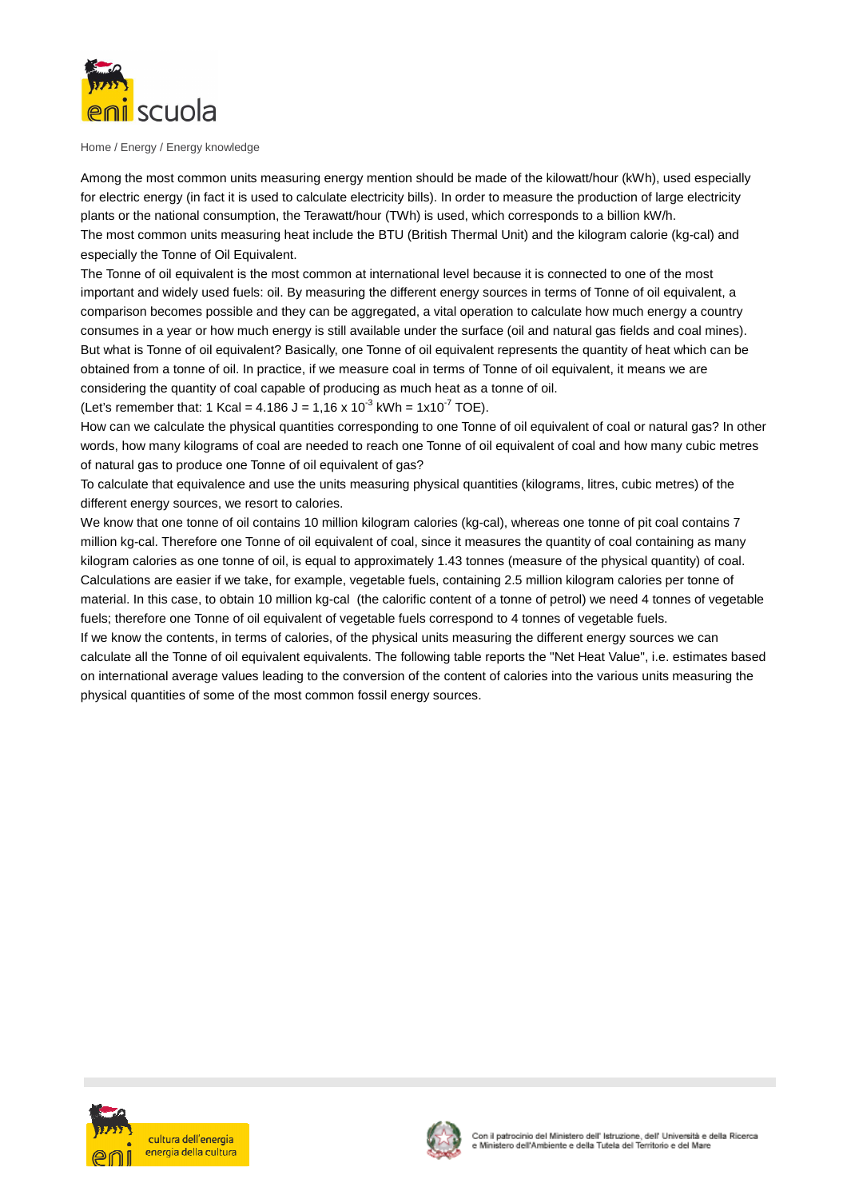Home / Energy / Energy knowledge

Among the most common units measuring energy mention should be made of the kilowatt/hour (kWh), used especially for electric energy (in fact it is used to calculate electricity bills). In order to measure the production of large electricity plants or the national consumption, the Terawatt/hour (TWh) is used, which corresponds to a billion kW/h.

The most common units measuring heat include the BTU (British Thermal Unit) and the kilogram calorie (kg-cal) and especially the Tonne of Oil Equivalent.

The Tonne of oil equivalent is the most common at international level because it is connected to one of the most important and widely used fuels: oil. By measuring the different energy sources in terms of Tonne of oil equivalent, a comparison becomes possible and they can be aggregated, a vital operation to calculate how much energy a country consumes in a year or how much energy is still available under the surface (oil and natural gas fields and coal mines).

But what is Tonne of oil equivalent? Basically, one Tonne of oil equivalent represents the quantity of heat which can be obtained from a tonne of oil. In practice, if we measure coal in terms of Tonne of oil equivalent, it means we are considering the quantity of coal capable of producing as much heat as a tonne of oil.

(Let's remember that: 1 Kcal = 4.186 J = 1,16 x $10^{-3}$ kWh = 1x$10^{-7}$ TOE).

How can we calculate the physical quantities corresponding to one Tonne of oil equivalent of coal or natural gas? In other words, how many kilograms of coal are needed to reach one Tonne of oil equivalent of coal and how many cubic metres of natural gas to produce one Tonne of oil equivalent of gas?

To calculate that equivalence and use the units measuring physical quantities (kilograms, litres, cubic metres) of the different energy sources, we resort to calories.

We know that one tonne of oil contains 10 million kilogram calories (kg-cal), whereas one tonne of pit coal contains 7 million kg-cal. Therefore one Tonne of oil equivalent of coal, since it measures the quantity of coal containing as many kilogram calories as one tonne of oil, is equal to approximately 1.43 tonnes (measure of the physical quantity) of coal.

Calculations are easier if we take, for example, vegetable fuels, containing 2.5 million kilogram calories per tonne of material. In this case, to obtain 10 million kg-cal (the calorific content of a tonne of petrol) we need 4 tonnes of vegetable fuels; therefore one Tonne of oil equivalent of vegetable fuels correspond to 4 tonnes of vegetable fuels.

If we know the contents, in terms of calories, of the physical units measuring the different energy sources we can calculate all the Tonne of oil equivalent equivalents. The following table reports the "Net Heat Value", i.e. estimates based on international average values leading to the conversion of the content of calories into the various units measuring the physical quantities of some of the most common fossil energy sources.